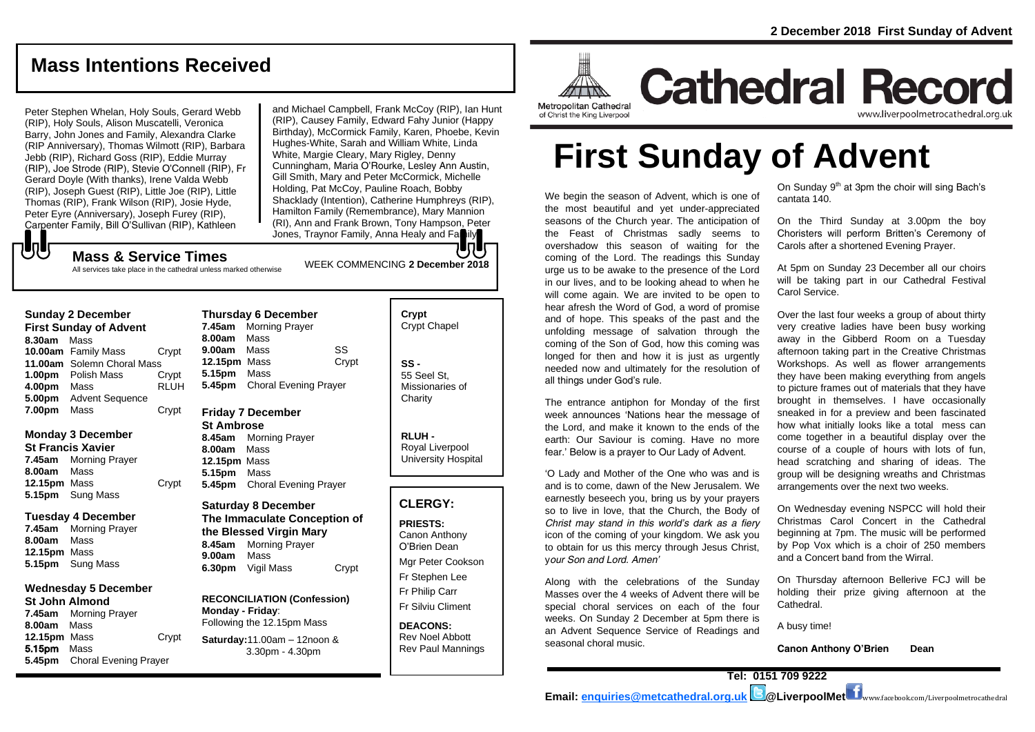# Mass Intentions Received

Peter Stephen Whelan, Holy Souls, Gerard Webb (RIP), Holy Souls, Alison Muscatelli, Veronica Barry, John Jones and Family, Alexandra Clarke (RIP Anniversary), Thomas Wilmott (RIP), Barbara Jebb (RIP), Richard Goss (RIP), Eddie Murray (RIP), Joe Strode (RIP), Stevie O'Connell (RIP), Fr Gerard Doyle (With thanks), Irene Valda Webb (RIP), Joseph Guest (RIP), Little Joe (RIP), Little Thomas (RIP), Frank Wilson (RIP), Josie Hyde, Peter Eyre (Anniversary), Joseph Furey (RIP), Carpenter Family, Bill O'Sullivan (RIP), Kathleen and Michael Campbell, Frank McCoy (RIP), Ian Hunt (RIP), Causey Family, Edward Fahy Junior (Happy Birthday), McCormick Family, Karen, Phoebe, Kevin Hughes-White, Sarah and William White, Linda White, Margie Cleary, Mary Rigley, Denny Cunningham, Maria O'Rourke, Lesley Ann Austin, Gill Smith, Mary and Peter McCormick, Michelle Holding, Pat McCoy, Pauline Roach, Bobby Shacklady (Intention), Catherine Humphreys (RIP), Hamilton Family (Remembrance), Mary Mannion (RI), Ann and Frank Brown, Tony Hampson, Peter Jones, Traynor Family, Anna Healy and Family

## Mass & Service Times

All services take place in the cathedral unless marked otherwise

WEEK COMMENCING **2 December 2018**

### Sunday 2 December
**First Sunday of Advent**

**8.30am** Mass
**10.00am** Family Mass — Crypt
**11.00am** Solemn Choral Mass
**1.00pm** Polish Mass — Crypt
**4.00pm** Mass — RLUH
**5.00pm** Advent Sequence
**7.00pm** Mass — Crypt

### Monday 3 December
**St Francis Xavier**

**7.45am** Morning Prayer
**8.00am** Mass
**12.15pm** Mass — Crypt
**5.15pm** Sung Mass

### Tuesday 4 December

**7.45am** Morning Prayer
**8.00am** Mass
**12.15pm** Mass
**5.15pm** Sung Mass

### Wednesday 5 December
**St John Almond**

**7.45am** Morning Prayer
**8.00am** Mass
**12.15pm** Mass — Crypt
**5.15pm** Mass
**5.45pm** Choral Evening Prayer

### Thursday 6 December

**7.45am** Morning Prayer
**8.00am** Mass
**9.00am** Mass — SS
**12.15pm** Mass — Crypt
**5.15pm** Mass
**5.45pm** Choral Evening Prayer

### Friday 7 December
**St Ambrose**

**8.45am** Morning Prayer
**8.00am** Mass
**12.15pm** Mass
**5.15pm** Mass
**5.45pm** Choral Evening Prayer

### Saturday 8 December
**The Immaculate Conception of the Blessed Virgin Mary**

**8.45am** Morning Prayer
**9.00am** Mass
**6.30pm** Vigil Mass — Crypt

**RECONCILIATION (Confession)**
**Monday - Friday**: Following the 12.15pm Mass
**Saturday:** 11.00am – 12noon & 3.30pm - 4.30pm

**Crypt** Crypt Chapel

**SS -** 55 Seel St, Missionaries of Charity

**RLUH -** Royal Liverpool University Hospital

## CLERGY:

**PRIESTS:**
Canon Anthony O'Brien Dean
Mgr Peter Cookson
Fr Stephen Lee
Fr Philip Carr
Fr Silviu Climent

**DEACONS:**
Rev Noel Abbott
Rev Paul Mannings

# Cathedral Record

Metropolitan Cathedral of Christ the King Liverpool
www.liverpoolmetrocathedral.org.uk

2 December 2018 First Sunday of Advent

# First Sunday of Advent

We begin the season of Advent, which is one of the most beautiful and yet under-appreciated seasons of the Church year. The anticipation of the Feast of Christmas sadly seems to overshadow this season of waiting for the coming of the Lord. The readings this Sunday urge us to be awake to the presence of the Lord in our lives, and to be looking ahead to when he will come again. We are invited to be open to hear afresh the Word of God, a word of promise and of hope. This speaks of the past and the unfolding message of salvation through the coming of the Son of God, how this coming was longed for then and how it is just as urgently needed now and ultimately for the resolution of all things under God's rule.

The entrance antiphon for Monday of the first week announces 'Nations hear the message of the Lord, and make it known to the ends of the earth: Our Saviour is coming. Have no more fear.' Below is a prayer to Our Lady of Advent.

'O Lady and Mother of the One who was and is and is to come, dawn of the New Jerusalem. We earnestly beseech you, bring us by your prayers so to live in love, that the Church, the Body of *Christ may stand in this world's dark as a fiery* icon of the coming of your kingdom. We ask you to obtain for us this mercy through Jesus Christ, y*our Son and Lord. Amen'*

Along with the celebrations of the Sunday Masses over the 4 weeks of Advent there will be special choral services on each of the four weeks. On Sunday 2 December at 5pm there is an Advent Sequence Service of Readings and seasonal choral music.

On Sunday 9th at 3pm the choir will sing Bach's cantata 140.

On the Third Sunday at 3.00pm the boy Choristers will perform Britten's Ceremony of Carols after a shortened Evening Prayer.

At 5pm on Sunday 23 December all our choirs will be taking part in our Cathedral Festival Carol Service.

Over the last four weeks a group of about thirty very creative ladies have been busy working away in the Gibberd Room on a Tuesday afternoon taking part in the Creative Christmas Workshops. As well as flower arrangements they have been making everything from angels to picture frames out of materials that they have brought in themselves. I have occasionally sneaked in for a preview and been fascinated how what initially looks like a total mess can come together in a beautiful display over the course of a couple of hours with lots of fun, head scratching and sharing of ideas. The group will be designing wreaths and Christmas arrangements over the next two weeks.

On Wednesday evening NSPCC will hold their Christmas Carol Concert in the Cathedral beginning at 7pm. The music will be performed by Pop Vox which is a choir of 250 members and a Concert band from the Wirral.

On Thursday afternoon Bellerive FCJ will be holding their prize giving afternoon at the Cathedral.

A busy time!

**Canon Anthony O'Brien Dean**

**Tel: 0151 709 9222**

**Email: enquiries@metcathedral.org.uk @LiverpoolMet** www.facebook.com/Liverpoolmetrocathedral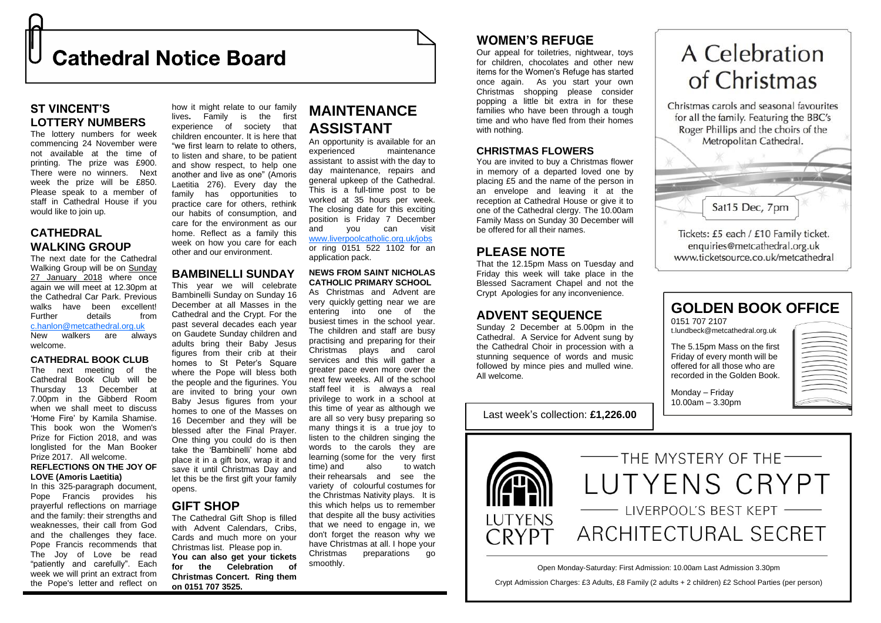# Cathedral Notice Board

## ST VINCENT'S LOTTERY NUMBERS

The lottery numbers for week commencing 24 November were not available at the time of printing. The prize was £900. There were no winners. Next week the prize will be £850. Please speak to a member of staff in Cathedral House if you would like to join up.

## CATHEDRAL WALKING GROUP

The next date for the Cathedral Walking Group will be on Sunday 27 January 2018 where once again we will meet at 12.30pm at the Cathedral Car Park. Previous walks have been excellent! Further details from c.hanlon@metcathedral.org.uk New walkers are always welcome.

### CATHEDRAL BOOK CLUB

The next meeting of the Cathedral Book Club will be Thursday 13 December at 7.00pm in the Gibberd Room when we shall meet to discuss 'Home Fire' by Kamila Shamise. This book won the Women's Prize for Fiction 2018, and was longlisted for the Man Booker Prize 2017. All welcome.

### REFLECTIONS ON THE JOY OF LOVE (Amoris Laetitia)

In this 325-paragraph document, Pope Francis provides his prayerful reflections on marriage and the family: their strengths and weaknesses, their call from God and the challenges they face. Pope Francis recommends that The Joy of Love be read "patiently and carefully". Each week we will print an extract from the Pope's letter and reflect on how it might relate to our family lives**.** Family is the first experience of society that children encounter. It is here that "we first learn to relate to others, to listen and share, to be patient and show respect, to help one another and live as one" (Amoris Laetitia 276). Every day the family has opportunities to practice care for others, rethink our habits of consumption, and care for the environment as our home. Reflect as a family this week on how you care for each other and our environment.

### BAMBINELLI SUNDAY

This year we will celebrate Bambinelli Sunday on Sunday 16 December at all Masses in the Cathedral and the Crypt. For the past several decades each year on Gaudete Sunday children and adults bring their Baby Jesus figures from their crib at their homes to St Peter's Square where the Pope will bless both the people and the figurines. You are invited to bring your own Baby Jesus figures from your homes to one of the Masses on 16 December and they will be blessed after the Final Prayer. One thing you could do is then take the 'Bambinelli' home abd place it in a gift box, wrap it and save it until Christmas Day and let this be the first gift your family opens.

## GIFT SHOP

The Cathedral Gift Shop is filled with Advent Calendars, Cribs, Cards and much more on your Christmas list. Please pop in.
**You can also get your tickets for the Celebration of Christmas Concert. Ring them on 0151 707 3525.**

## MAINTENANCE ASSISTANT

An opportunity is available for an experienced maintenance assistant to assist with the day to day maintenance, repairs and general upkeep of the Cathedral. This is a full-time post to be worked at 35 hours per week. The closing date for this exciting position is Friday 7 December and you can visit www.liverpoolcatholic.org.uk/jobs or ring 0151 522 1102 for an application pack.

### NEWS FROM SAINT NICHOLAS CATHOLIC PRIMARY SCHOOL

As Christmas and Advent are very quickly getting near we are entering into one of the busiest times in the school year. The children and staff are busy practising and preparing for their Christmas plays and carol services and this will gather a greater pace even more over the next few weeks. All of the school staff feel it is always a real privilege to work in a school at this time of year as although we are all so very busy preparing so many things it is a true joy to listen to the children singing the words to the carols they are learning (some for the very first time) and also to watch their rehearsals and see the variety of colourful costumes for the Christmas Nativity plays. It is this which helps us to remember that despite all the busy activities that we need to engage in, we don't forget the reason why we have Christmas at all. I hope your Christmas preparations go smoothly.

## WOMEN'S REFUGE

Our appeal for toiletries, nightwear, toys for children, chocolates and other new items for the Women's Refuge has started once again. As you start your own Christmas shopping please consider popping a little bit extra in for these families who have been through a tough time and who have fled from their homes with nothing.

### CHRISTMAS FLOWERS

You are invited to buy a Christmas flower in memory of a departed loved one by placing £5 and the name of the person in an envelope and leaving it at the reception at Cathedral House or give it to one of the Cathedral clergy. The 10.00am Family Mass on Sunday 30 December will be offered for all their names.

## PLEASE NOTE

That the 12.15pm Mass on Tuesday and Friday this week will take place in the Blessed Sacrament Chapel and not the Crypt Apologies for any inconvenience.

## ADVENT SEQUENCE

Sunday 2 December at 5.00pm in the Cathedral. A Service for Advent sung by the Cathedral Choir in procession with a stunning sequence of words and music followed by mince pies and mulled wine. All welcome.

Last week's collection: **£1,226.00**

# A Celebration of Christmas

Christmas carols and seasonal favourites for all the family. Featuring the BBC's Roger Phillips and the choirs of the Metropolitan Cathedral.

Sat15 Dec, 7pm

Tickets: £5 each / £10 Family ticket.
enquiries@metcathedral.org.uk
www.ticketsource.co.uk/metcathedral

## GOLDEN BOOK OFFICE

0151 707 2107
t.lundbeck@metcathedral.org.uk

The 5.15pm Mass on the first Friday of every month will be offered for all those who are recorded in the Golden Book.

Monday – Friday
10.00am – 3.30pm

# THE MYSTERY OF THE LUTYENS CRYPT

LUTYENS CRYPT

LIVERPOOL'S BEST KEPT ARCHITECTURAL SECRET

Open Monday-Saturday: First Admission: 10.00am Last Admission 3.30pm

Crypt Admission Charges: £3 Adults, £8 Family (2 adults + 2 children) £2 School Parties (per person)